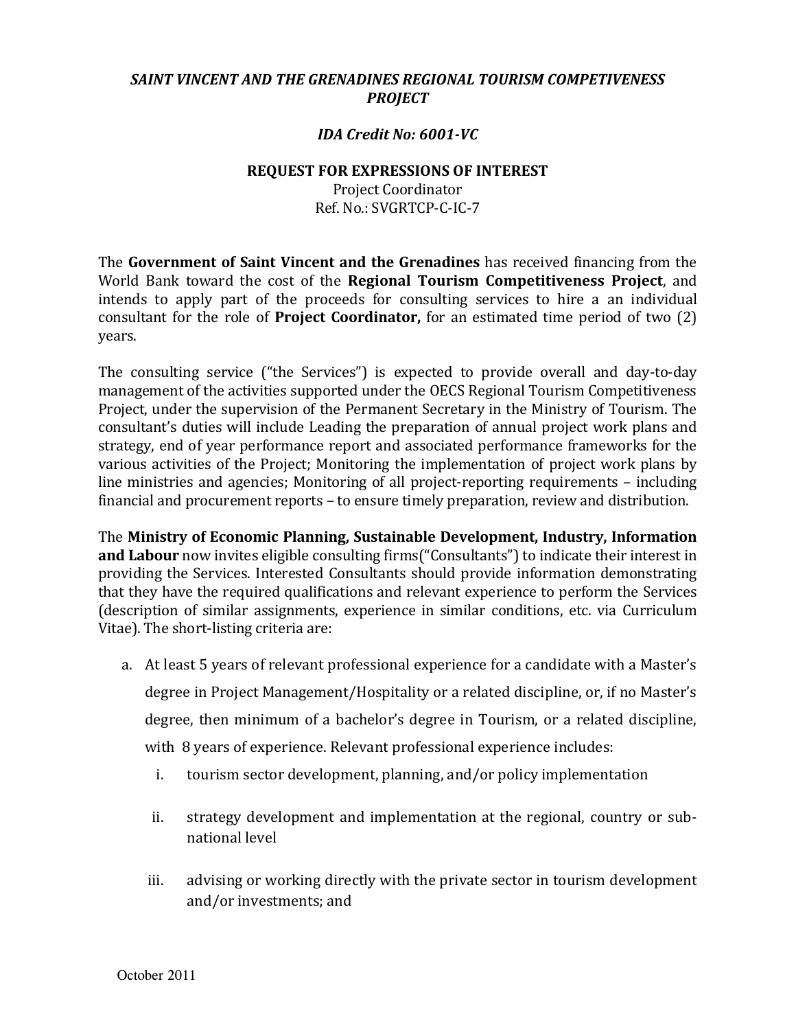***SAINT VINCENT AND THE GRENADINES REGIONAL TOURISM COMPETIVENESS PROJECT***

***IDA Credit No: 6001-VC***

**REQUEST FOR EXPRESSIONS OF INTEREST**

Project Coordinator

Ref. No.: SVGRTCP-C-IC-7

The **Government of Saint Vincent and the Grenadines** has received financing from the World Bank toward the cost of the **Regional Tourism Competitiveness Project**, and intends to apply part of the proceeds for consulting services to hire a an individual consultant for the role of **Project Coordinator,** for an estimated time period of two (2) years.

The consulting service ("the Services") is expected to provide overall and day-to-day management of the activities supported under the OECS Regional Tourism Competitiveness Project, under the supervision of the Permanent Secretary in the Ministry of Tourism. The consultant's duties will include Leading the preparation of annual project work plans and strategy, end of year performance report and associated performance frameworks for the various activities of the Project; Monitoring the implementation of project work plans by line ministries and agencies; Monitoring of all project-reporting requirements – including financial and procurement reports – to ensure timely preparation, review and distribution.

The **Ministry of Economic Planning, Sustainable Development, Industry, Information and Labour** now invites eligible consulting firms("Consultants") to indicate their interest in providing the Services. Interested Consultants should provide information demonstrating that they have the required qualifications and relevant experience to perform the Services (description of similar assignments, experience in similar conditions, etc. via Curriculum Vitae). The short-listing criteria are:

a. At least 5 years of relevant professional experience for a candidate with a Master's degree in Project Management/Hospitality or a related discipline, or, if no Master's degree, then minimum of a bachelor's degree in Tourism, or a related discipline, with 8 years of experience. Relevant professional experience includes:
   i. tourism sector development, planning, and/or policy implementation
   ii. strategy development and implementation at the regional, country or sub-national level
   iii. advising or working directly with the private sector in tourism development and/or investments; and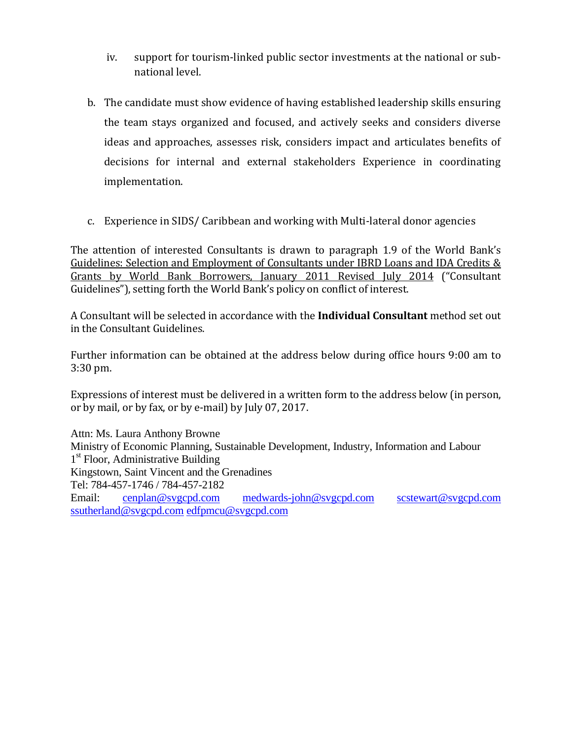iv. support for tourism-linked public sector investments at the national or sub-national level.

b. The candidate must show evidence of having established leadership skills ensuring the team stays organized and focused, and actively seeks and considers diverse ideas and approaches, assesses risk, considers impact and articulates benefits of decisions for internal and external stakeholders Experience in coordinating implementation.

c. Experience in SIDS/ Caribbean and working with Multi-lateral donor agencies

The attention of interested Consultants is drawn to paragraph 1.9 of the World Bank's Guidelines: Selection and Employment of Consultants under IBRD Loans and IDA Credits & Grants by World Bank Borrowers, January 2011 Revised July 2014 ("Consultant Guidelines"), setting forth the World Bank's policy on conflict of interest.

A Consultant will be selected in accordance with the **Individual Consultant** method set out in the Consultant Guidelines.

Further information can be obtained at the address below during office hours 9:00 am to 3:30 pm.

Expressions of interest must be delivered in a written form to the address below (in person, or by mail, or by fax, or by e-mail) by July 07, 2017.

Attn: Ms. Laura Anthony Browne
Ministry of Economic Planning, Sustainable Development, Industry, Information and Labour
1st Floor, Administrative Building
Kingstown, Saint Vincent and the Grenadines
Tel: 784-457-1746 / 784-457-2182
Email: cenplan@svgcpd.com medwards-john@svgcpd.com scstewart@svgcpd.com ssutherland@svgcpd.com edfpmcu@svgcpd.com